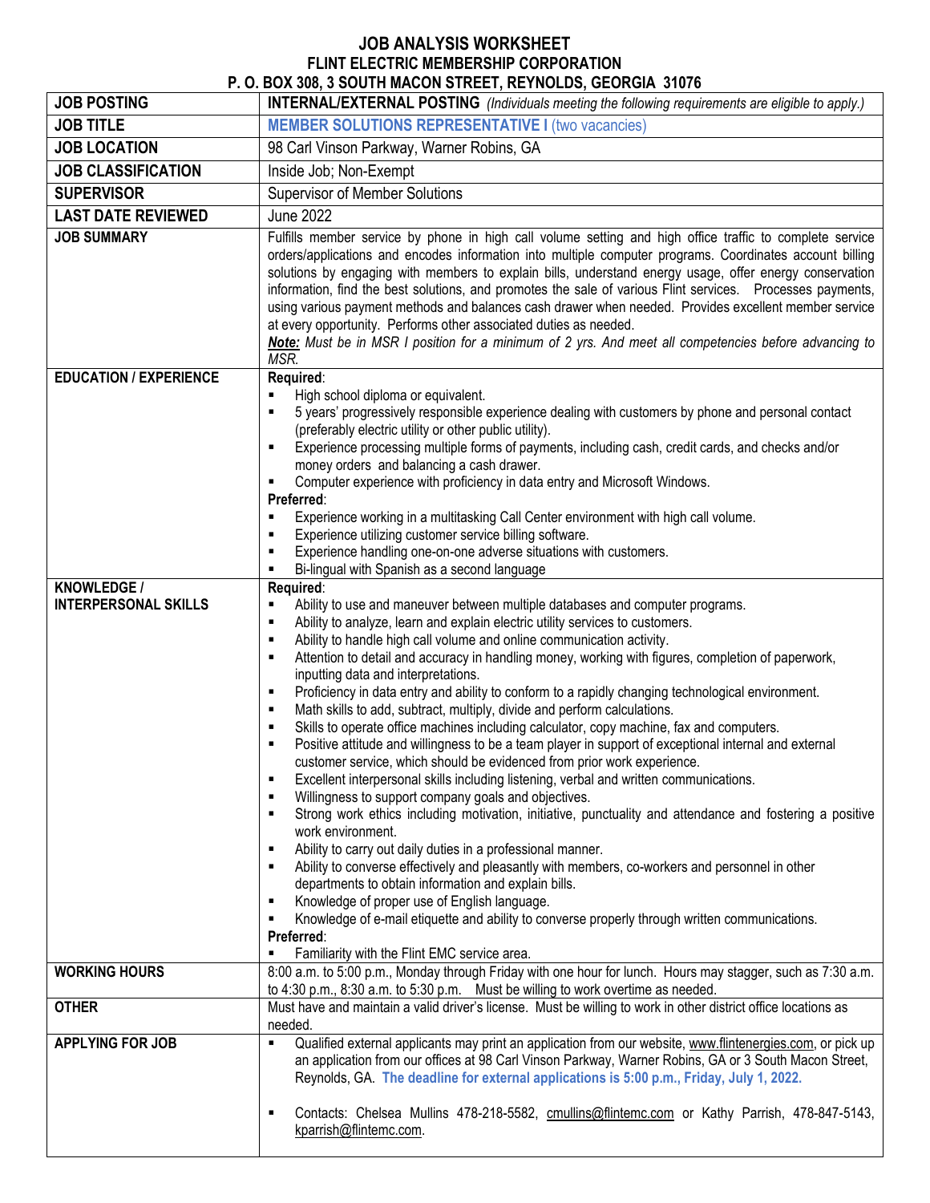# JOB ANALYSIS WORKSHEET
## FLINT ELECTRIC MEMBERSHIP CORPORATION
### P. O. BOX 308, 3 SOUTH MACON STREET, REYNOLDS, GEORGIA 31076

| | |
|---|---|
| **JOB POSTING** | **INTERNAL/EXTERNAL POSTING** *(Individuals meeting the following requirements are eligible to apply.)* |
| **JOB TITLE** | **MEMBER SOLUTIONS REPRESENTATIVE I** (two vacancies) |
| **JOB LOCATION** | 98 Carl Vinson Parkway, Warner Robins, GA |
| **JOB CLASSIFICATION** | Inside Job; Non-Exempt |
| **SUPERVISOR** | Supervisor of Member Solutions |
| **LAST DATE REVIEWED** | June 2022 |
| **JOB SUMMARY** | Fulfills member service by phone in high call volume setting and high office traffic to complete service orders/applications and encodes information into multiple computer programs. Coordinates account billing solutions by engaging with members to explain bills, understand energy usage, offer energy conservation information, find the best solutions, and promotes the sale of various Flint services. Processes payments, using various payment methods and balances cash drawer when needed. Provides excellent member service at every opportunity. Performs other associated duties as needed.<br>***Note:*** *Must be in MSR I position for a minimum of 2 yrs. And meet all competencies before advancing to MSR.* |
| **EDUCATION / EXPERIENCE** | **Required**:<br>▪ High school diploma or equivalent.<br>▪ 5 years' progressively responsible experience dealing with customers by phone and personal contact (preferably electric utility or other public utility).<br>▪ Experience processing multiple forms of payments, including cash, credit cards, and checks and/or money orders and balancing a cash drawer.<br>▪ Computer experience with proficiency in data entry and Microsoft Windows.<br>**Preferred**:<br>▪ Experience working in a multitasking Call Center environment with high call volume.<br>▪ Experience utilizing customer service billing software.<br>▪ Experience handling one-on-one adverse situations with customers.<br>▪ Bi-lingual with Spanish as a second language |
| **KNOWLEDGE / INTERPERSONAL SKILLS** | **Required**:<br>▪ Ability to use and maneuver between multiple databases and computer programs.<br>▪ Ability to analyze, learn and explain electric utility services to customers.<br>▪ Ability to handle high call volume and online communication activity.<br>▪ Attention to detail and accuracy in handling money, working with figures, completion of paperwork, inputting data and interpretations.<br>▪ Proficiency in data entry and ability to conform to a rapidly changing technological environment.<br>▪ Math skills to add, subtract, multiply, divide and perform calculations.<br>▪ Skills to operate office machines including calculator, copy machine, fax and computers.<br>▪ Positive attitude and willingness to be a team player in support of exceptional internal and external customer service, which should be evidenced from prior work experience.<br>▪ Excellent interpersonal skills including listening, verbal and written communications.<br>▪ Willingness to support company goals and objectives.<br>▪ Strong work ethics including motivation, initiative, punctuality and attendance and fostering a positive work environment.<br>▪ Ability to carry out daily duties in a professional manner.<br>▪ Ability to converse effectively and pleasantly with members, co-workers and personnel in other departments to obtain information and explain bills.<br>▪ Knowledge of proper use of English language.<br>▪ Knowledge of e-mail etiquette and ability to converse properly through written communications.<br>**Preferred**:<br>▪ Familiarity with the Flint EMC service area. |
| **WORKING HOURS** | 8:00 a.m. to 5:00 p.m., Monday through Friday with one hour for lunch. Hours may stagger, such as 7:30 a.m. to 4:30 p.m., 8:30 a.m. to 5:30 p.m. Must be willing to work overtime as needed. |
| **OTHER** | Must have and maintain a valid driver's license. Must be willing to work in other district office locations as needed. |
| **APPLYING FOR JOB** | ▪ Qualified external applicants may print an application from our website, www.flintenergies.com, or pick up an application from our offices at 98 Carl Vinson Parkway, Warner Robins, GA or 3 South Macon Street, Reynolds, GA. **The deadline for external applications is 5:00 p.m., Friday, July 1, 2022.**<br><br>▪ Contacts: Chelsea Mullins 478-218-5582, cmullins@flintemc.com or Kathy Parrish, 478-847-5143, kparrish@flintemc.com. |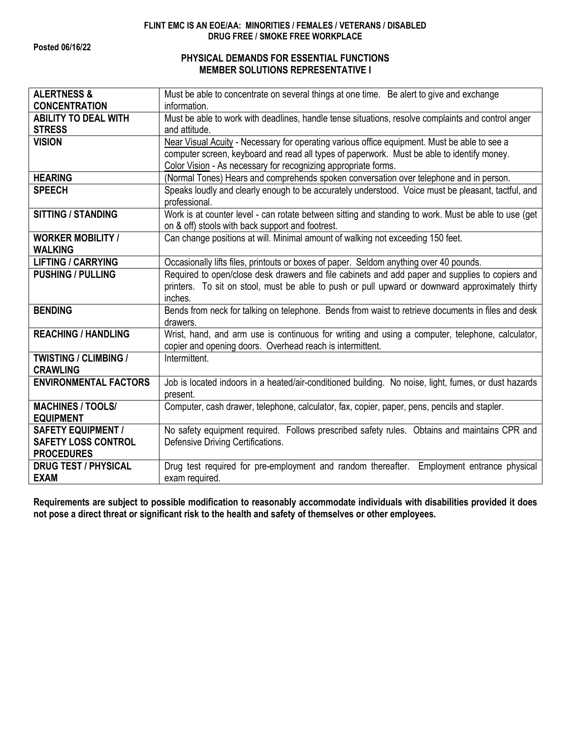**FLINT EMC IS AN EOE/AA: MINORITIES / FEMALES / VETERANS / DISABLED**
**DRUG FREE / SMOKE FREE WORKPLACE**

**Posted 06/16/22**

## PHYSICAL DEMANDS FOR ESSENTIAL FUNCTIONS
## MEMBER SOLUTIONS REPRESENTATIVE I

| | |
|---|---|
| **ALERTNESS & CONCENTRATION** | Must be able to concentrate on several things at one time. Be alert to give and exchange information. |
| **ABILITY TO DEAL WITH STRESS** | Must be able to work with deadlines, handle tense situations, resolve complaints and control anger and attitude. |
| **VISION** | Near Visual Acuity - Necessary for operating various office equipment. Must be able to see a computer screen, keyboard and read all types of paperwork. Must be able to identify money. Color Vision - As necessary for recognizing appropriate forms. |
| **HEARING** | (Normal Tones) Hears and comprehends spoken conversation over telephone and in person. |
| **SPEECH** | Speaks loudly and clearly enough to be accurately understood. Voice must be pleasant, tactful, and professional. |
| **SITTING / STANDING** | Work is at counter level - can rotate between sitting and standing to work. Must be able to use (get on & off) stools with back support and footrest. |
| **WORKER MOBILITY / WALKING** | Can change positions at will. Minimal amount of walking not exceeding 150 feet. |
| **LIFTING / CARRYING** | Occasionally lifts files, printouts or boxes of paper. Seldom anything over 40 pounds. |
| **PUSHING / PULLING** | Required to open/close desk drawers and file cabinets and add paper and supplies to copiers and printers. To sit on stool, must be able to push or pull upward or downward approximately thirty inches. |
| **BENDING** | Bends from neck for talking on telephone. Bends from waist to retrieve documents in files and desk drawers. |
| **REACHING / HANDLING** | Wrist, hand, and arm use is continuous for writing and using a computer, telephone, calculator, copier and opening doors. Overhead reach is intermittent. |
| **TWISTING / CLIMBING / CRAWLING** | Intermittent. |
| **ENVIRONMENTAL FACTORS** | Job is located indoors in a heated/air-conditioned building. No noise, light, fumes, or dust hazards present. |
| **MACHINES / TOOLS/ EQUIPMENT** | Computer, cash drawer, telephone, calculator, fax, copier, paper, pens, pencils and stapler. |
| **SAFETY EQUIPMENT / SAFETY LOSS CONTROL PROCEDURES** | No safety equipment required. Follows prescribed safety rules. Obtains and maintains CPR and Defensive Driving Certifications. |
| **DRUG TEST / PHYSICAL EXAM** | Drug test required for pre-employment and random thereafter. Employment entrance physical exam required. |

**Requirements are subject to possible modification to reasonably accommodate individuals with disabilities provided it does not pose a direct threat or significant risk to the health and safety of themselves or other employees.**